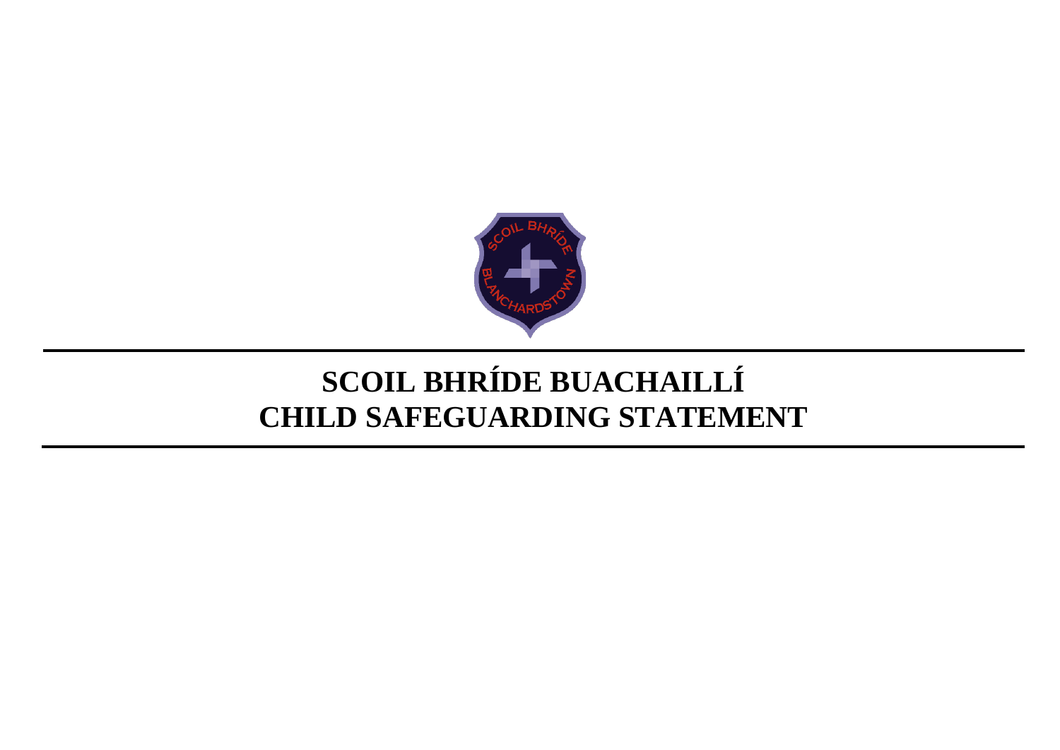# SCOIL BHRÍDE BUACHAILLÍ
# CHILD SAFEGUARDING STATEMENT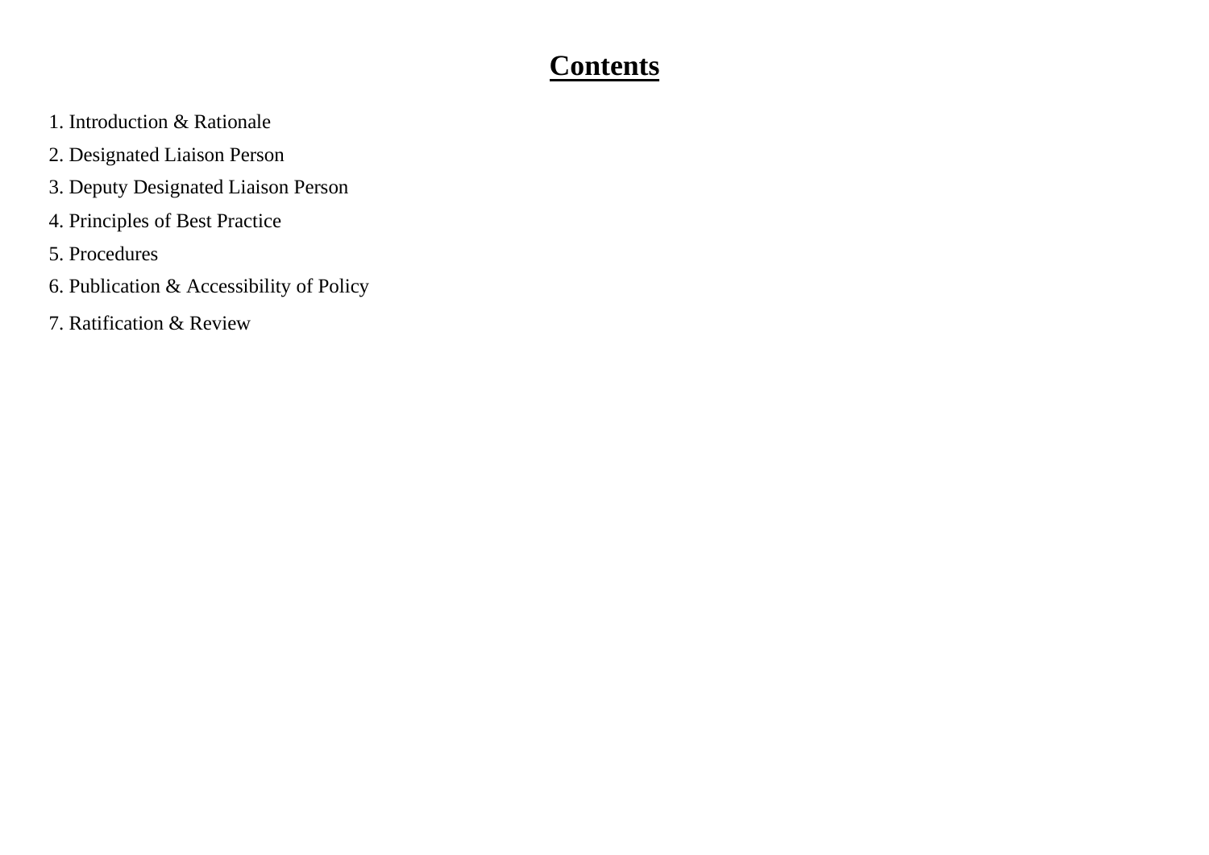# **Contents**

1. Introduction & Rationale
2. Designated Liaison Person
3. Deputy Designated Liaison Person
4. Principles of Best Practice
5. Procedures
6. Publication & Accessibility of Policy
7. Ratification & Review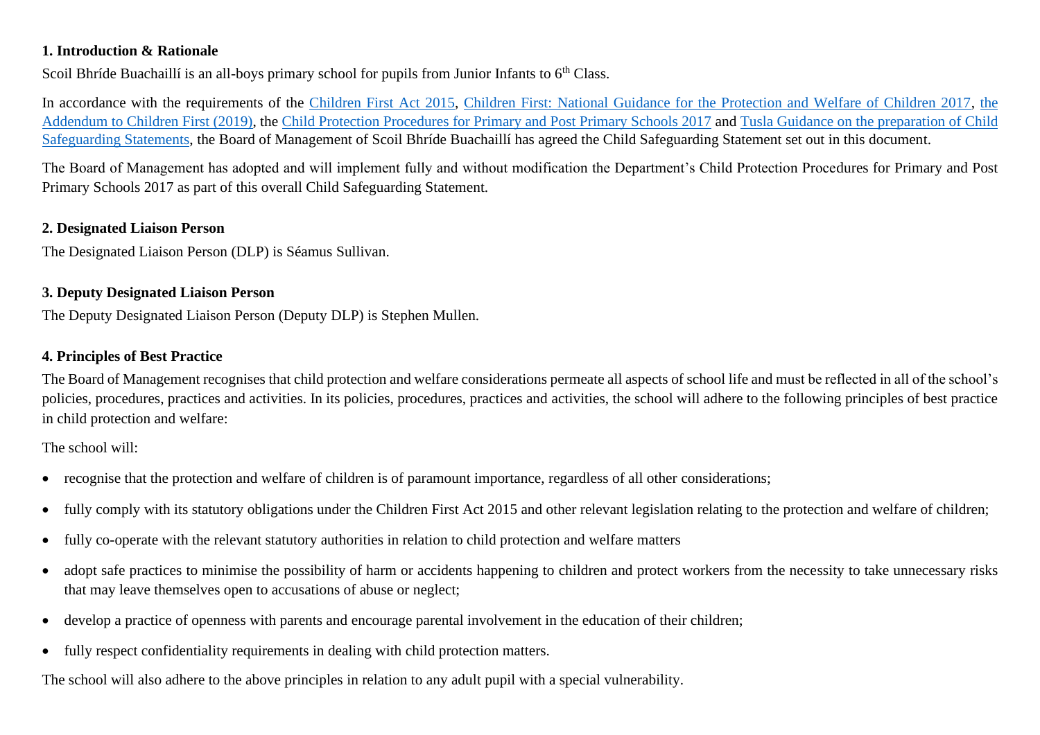**1. Introduction & Rationale**

Scoil Bhríde Buachaillí is an all-boys primary school for pupils from Junior Infants to 6th Class.

In accordance with the requirements of the Children First Act 2015, Children First: National Guidance for the Protection and Welfare of Children 2017, the Addendum to Children First (2019), the Child Protection Procedures for Primary and Post Primary Schools 2017 and Tusla Guidance on the preparation of Child Safeguarding Statements, the Board of Management of Scoil Bhríde Buachaillí has agreed the Child Safeguarding Statement set out in this document.

The Board of Management has adopted and will implement fully and without modification the Department's Child Protection Procedures for Primary and Post Primary Schools 2017 as part of this overall Child Safeguarding Statement.

**2. Designated Liaison Person**

The Designated Liaison Person (DLP) is Séamus Sullivan.

**3. Deputy Designated Liaison Person**

The Deputy Designated Liaison Person (Deputy DLP) is Stephen Mullen.

**4. Principles of Best Practice**

The Board of Management recognises that child protection and welfare considerations permeate all aspects of school life and must be reflected in all of the school's policies, procedures, practices and activities. In its policies, procedures, practices and activities, the school will adhere to the following principles of best practice in child protection and welfare:

The school will:

- recognise that the protection and welfare of children is of paramount importance, regardless of all other considerations;
- fully comply with its statutory obligations under the Children First Act 2015 and other relevant legislation relating to the protection and welfare of children;
- fully co-operate with the relevant statutory authorities in relation to child protection and welfare matters
- adopt safe practices to minimise the possibility of harm or accidents happening to children and protect workers from the necessity to take unnecessary risks that may leave themselves open to accusations of abuse or neglect;
- develop a practice of openness with parents and encourage parental involvement in the education of their children;
- fully respect confidentiality requirements in dealing with child protection matters.

The school will also adhere to the above principles in relation to any adult pupil with a special vulnerability.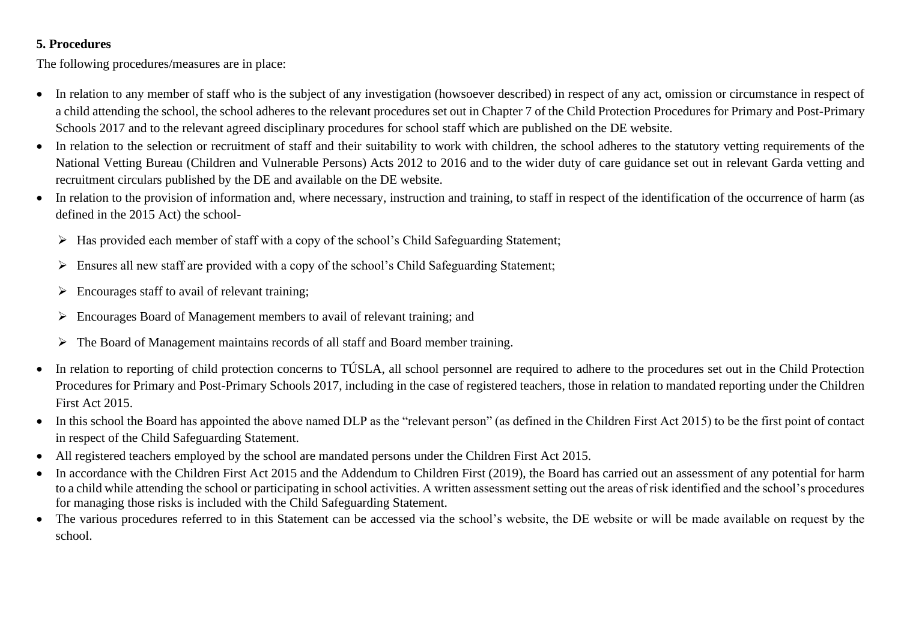**5. Procedures**

The following procedures/measures are in place:

- In relation to any member of staff who is the subject of any investigation (howsoever described) in respect of any act, omission or circumstance in respect of a child attending the school, the school adheres to the relevant procedures set out in Chapter 7 of the Child Protection Procedures for Primary and Post-Primary Schools 2017 and to the relevant agreed disciplinary procedures for school staff which are published on the DE website.
- In relation to the selection or recruitment of staff and their suitability to work with children, the school adheres to the statutory vetting requirements of the National Vetting Bureau (Children and Vulnerable Persons) Acts 2012 to 2016 and to the wider duty of care guidance set out in relevant Garda vetting and recruitment circulars published by the DE and available on the DE website.
- In relation to the provision of information and, where necessary, instruction and training, to staff in respect of the identification of the occurrence of harm (as defined in the 2015 Act) the school-
  - Has provided each member of staff with a copy of the school's Child Safeguarding Statement;
  - Ensures all new staff are provided with a copy of the school's Child Safeguarding Statement;
  - Encourages staff to avail of relevant training;
  - Encourages Board of Management members to avail of relevant training; and
  - The Board of Management maintains records of all staff and Board member training.
- In relation to reporting of child protection concerns to TÚSLA, all school personnel are required to adhere to the procedures set out in the Child Protection Procedures for Primary and Post-Primary Schools 2017, including in the case of registered teachers, those in relation to mandated reporting under the Children First Act 2015.
- In this school the Board has appointed the above named DLP as the "relevant person" (as defined in the Children First Act 2015) to be the first point of contact in respect of the Child Safeguarding Statement.
- All registered teachers employed by the school are mandated persons under the Children First Act 2015.
- In accordance with the Children First Act 2015 and the Addendum to Children First (2019), the Board has carried out an assessment of any potential for harm to a child while attending the school or participating in school activities. A written assessment setting out the areas of risk identified and the school's procedures for managing those risks is included with the Child Safeguarding Statement.
- The various procedures referred to in this Statement can be accessed via the school's website, the DE website or will be made available on request by the school.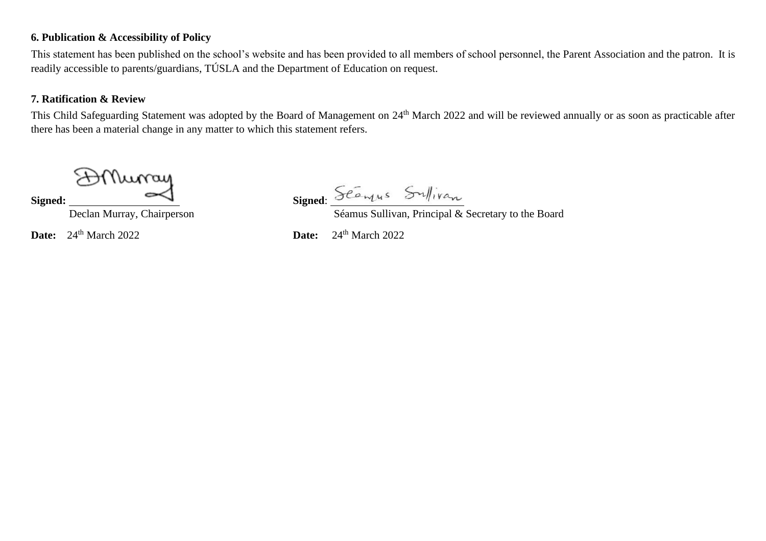**6. Publication & Accessibility of Policy**

This statement has been published on the school's website and has been provided to all members of school personnel, the Parent Association and the patron. It is readily accessible to parents/guardians, TÚSLA and the Department of Education on request.

**7. Ratification & Review**

This Child Safeguarding Statement was adopted by the Board of Management on 24th March 2022 and will be reviewed annually or as soon as practicable after there has been a material change in any matter to which this statement refers.

**Signed:** D Murray
Declan Murray, Chairperson

**Date:** 24th March 2022

**Signed**: Séamus Sullivan
Séamus Sullivan, Principal & Secretary to the Board

**Date:** 24th March 2022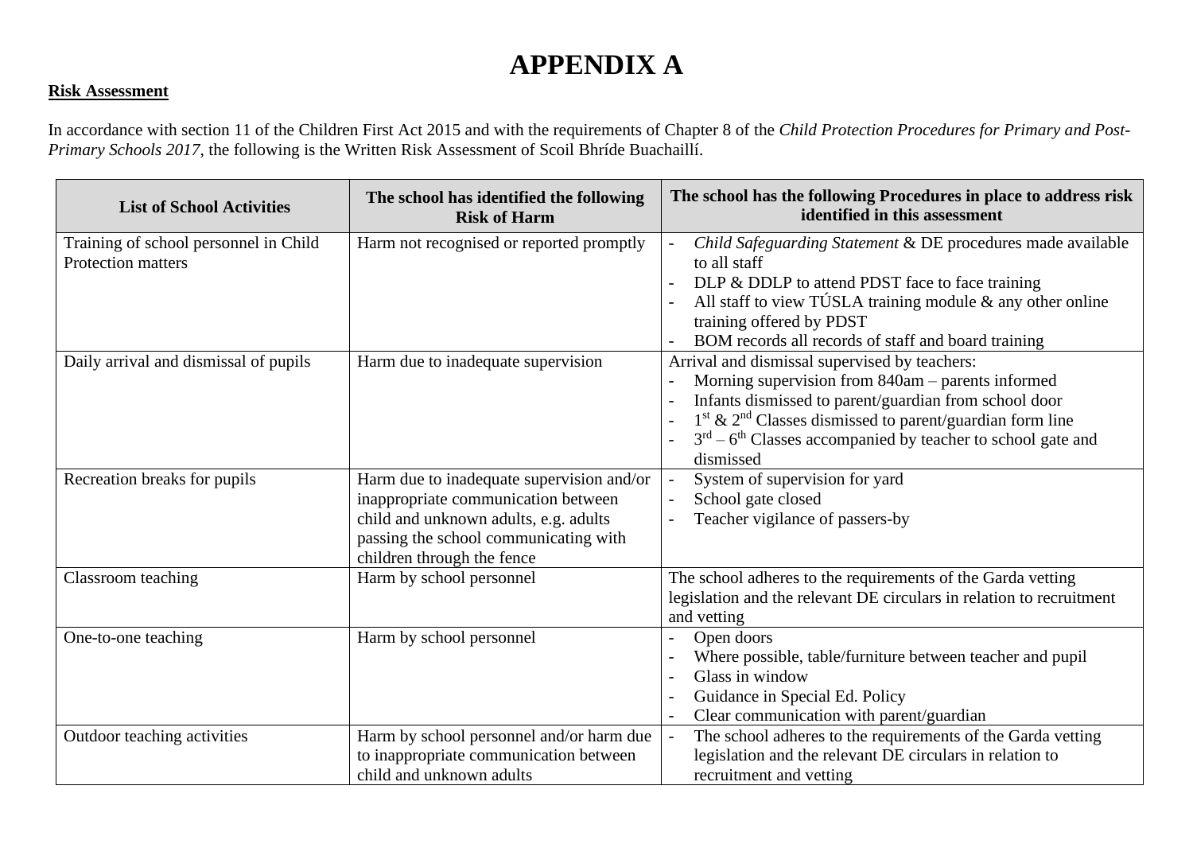# APPENDIX A

**Risk Assessment**

In accordance with section 11 of the Children First Act 2015 and with the requirements of Chapter 8 of the *Child Protection Procedures for Primary and Post-Primary Schools 2017*, the following is the Written Risk Assessment of Scoil Bhríde Buachaillí.

| List of School Activities | The school has identified the following Risk of Harm | The school has the following Procedures in place to address risk identified in this assessment |
|---|---|---|
| Training of school personnel in Child Protection matters | Harm not recognised or reported promptly | - *Child Safeguarding Statement* & DE procedures made available to all staff<br>- DLP & DDLP to attend PDST face to face training<br>- All staff to view TÚSLA training module & any other online training offered by PDST<br>- BOM records all records of staff and board training |
| Daily arrival and dismissal of pupils | Harm due to inadequate supervision | Arrival and dismissal supervised by teachers:<br>- Morning supervision from 840am – parents informed<br>- Infants dismissed to parent/guardian from school door<br>- 1st & 2nd Classes dismissed to parent/guardian form line<br>- 3rd – 6th Classes accompanied by teacher to school gate and dismissed |
| Recreation breaks for pupils | Harm due to inadequate supervision and/or inappropriate communication between child and unknown adults, e.g. adults passing the school communicating with children through the fence | - System of supervision for yard<br>- School gate closed<br>- Teacher vigilance of passers-by |
| Classroom teaching | Harm by school personnel | The school adheres to the requirements of the Garda vetting legislation and the relevant DE circulars in relation to recruitment and vetting |
| One-to-one teaching | Harm by school personnel | - Open doors<br>- Where possible, table/furniture between teacher and pupil<br>- Glass in window<br>- Guidance in Special Ed. Policy<br>- Clear communication with parent/guardian |
| Outdoor teaching activities | Harm by school personnel and/or harm due to inappropriate communication between child and unknown adults | - The school adheres to the requirements of the Garda vetting legislation and the relevant DE circulars in relation to recruitment and vetting |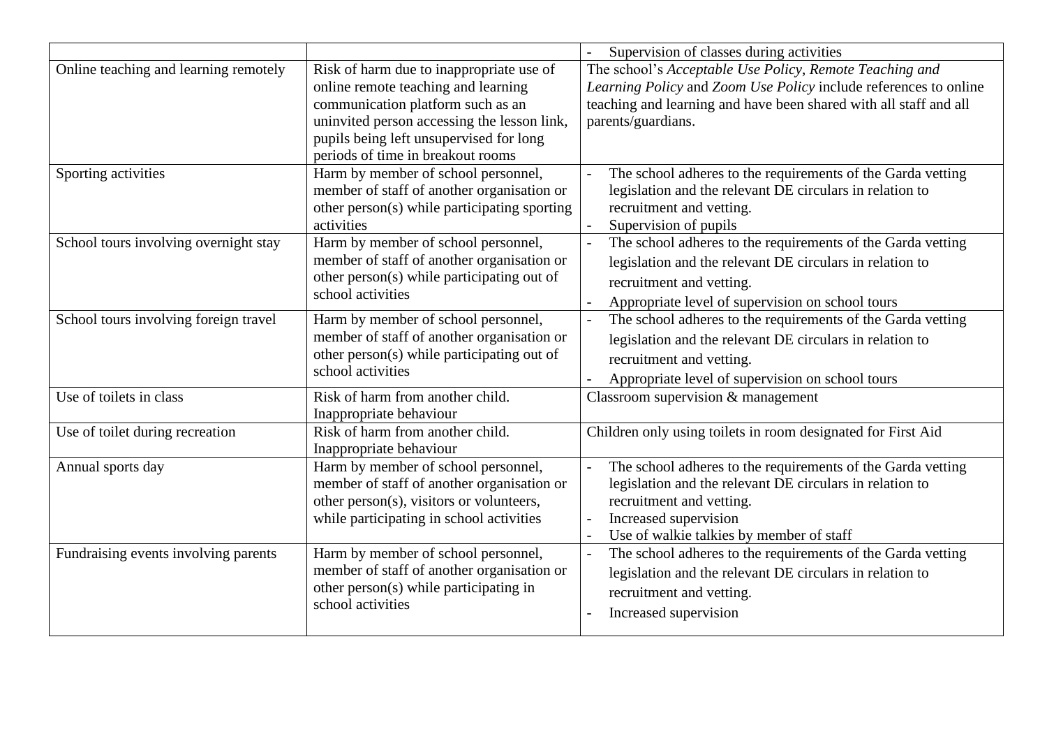| | | - Supervision of classes during activities |
|---|---|---|
| Online teaching and learning remotely | Risk of harm due to inappropriate use of online remote teaching and learning communication platform such as an uninvited person accessing the lesson link, pupils being left unsupervised for long periods of time in breakout rooms | The school's *Acceptable Use Policy*, *Remote Teaching and Learning Policy* and *Zoom Use Policy* include references to online teaching and learning and have been shared with all staff and all parents/guardians. |
| Sporting activities | Harm by member of school personnel, member of staff of another organisation or other person(s) while participating sporting activities | - The school adheres to the requirements of the Garda vetting legislation and the relevant DE circulars in relation to recruitment and vetting.<br>- Supervision of pupils |
| School tours involving overnight stay | Harm by member of school personnel, member of staff of another organisation or other person(s) while participating out of school activities | - The school adheres to the requirements of the Garda vetting legislation and the relevant DE circulars in relation to recruitment and vetting.<br>- Appropriate level of supervision on school tours |
| School tours involving foreign travel | Harm by member of school personnel, member of staff of another organisation or other person(s) while participating out of school activities | - The school adheres to the requirements of the Garda vetting legislation and the relevant DE circulars in relation to recruitment and vetting.<br>- Appropriate level of supervision on school tours |
| Use of toilets in class | Risk of harm from another child. Inappropriate behaviour | Classroom supervision & management |
| Use of toilet during recreation | Risk of harm from another child. Inappropriate behaviour | Children only using toilets in room designated for First Aid |
| Annual sports day | Harm by member of school personnel, member of staff of another organisation or other person(s), visitors or volunteers, while participating in school activities | - The school adheres to the requirements of the Garda vetting legislation and the relevant DE circulars in relation to recruitment and vetting.<br>- Increased supervision<br>- Use of walkie talkies by member of staff |
| Fundraising events involving parents | Harm by member of school personnel, member of staff of another organisation or other person(s) while participating in school activities | - The school adheres to the requirements of the Garda vetting legislation and the relevant DE circulars in relation to recruitment and vetting.<br>- Increased supervision |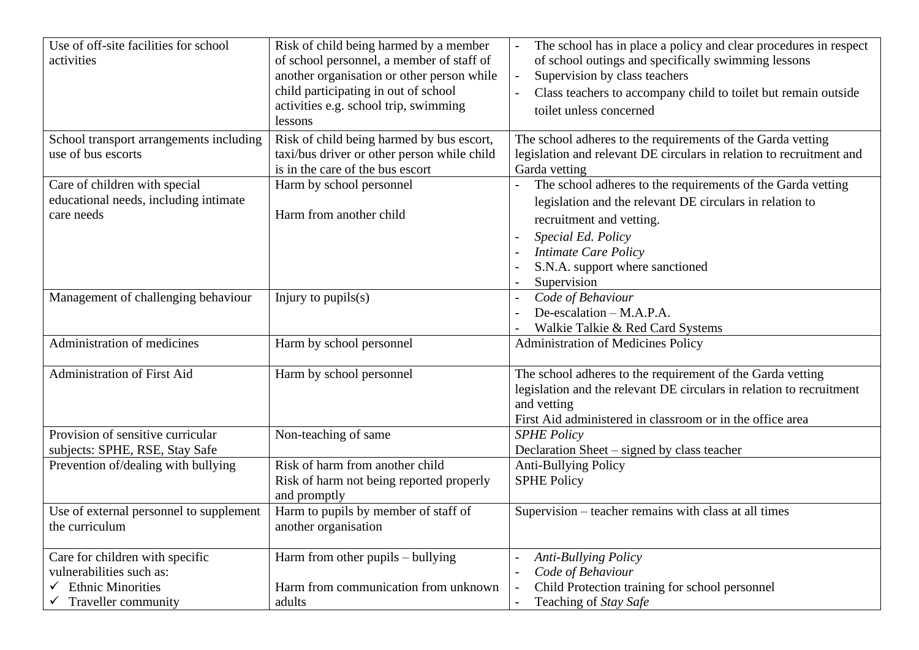| Use of off-site facilities for school activities | Risk of child being harmed by a member of school personnel, a member of staff of another organisation or other person while child participating in out of school activities e.g. school trip, swimming lessons | - The school has in place a policy and clear procedures in respect of school outings and specifically swimming lessons<br>- Supervision by class teachers<br>- Class teachers to accompany child to toilet but remain outside toilet unless concerned |
|---|---|---|
| School transport arrangements including use of bus escorts | Risk of child being harmed by bus escort, taxi/bus driver or other person while child is in the care of the bus escort | The school adheres to the requirements of the Garda vetting legislation and relevant DE circulars in relation to recruitment and Garda vetting |
| Care of children with special educational needs, including intimate care needs | Harm by school personnel<br><br>Harm from another child | - The school adheres to the requirements of the Garda vetting legislation and the relevant DE circulars in relation to recruitment and vetting.<br>- *Special Ed. Policy*<br>- *Intimate Care Policy*<br>- S.N.A. support where sanctioned<br>- Supervision |
| Management of challenging behaviour | Injury to pupils(s) | - *Code of Behaviour*<br>- De-escalation – M.A.P.A.<br>- Walkie Talkie & Red Card Systems |
| Administration of medicines | Harm by school personnel | Administration of Medicines Policy |
| Administration of First Aid | Harm by school personnel | The school adheres to the requirement of the Garda vetting legislation and the relevant DE circulars in relation to recruitment and vetting<br>First Aid administered in classroom or in the office area |
| Provision of sensitive curricular subjects: SPHE, RSE, Stay Safe | Non-teaching of same | *SPHE Policy*<br>Declaration Sheet – signed by class teacher |
| Prevention of/dealing with bullying | Risk of harm from another child<br>Risk of harm not being reported properly and promptly | Anti-Bullying Policy<br>SPHE Policy |
| Use of external personnel to supplement the curriculum | Harm to pupils by member of staff of another organisation | Supervision – teacher remains with class at all times |
| Care for children with specific vulnerabilities such as:<br>✓ Ethnic Minorities<br>✓ Traveller community | Harm from other pupils – bullying<br><br>Harm from communication from unknown adults | - *Anti-Bullying Policy*<br>- *Code of Behaviour*<br>- Child Protection training for school personnel<br>- Teaching of *Stay Safe* |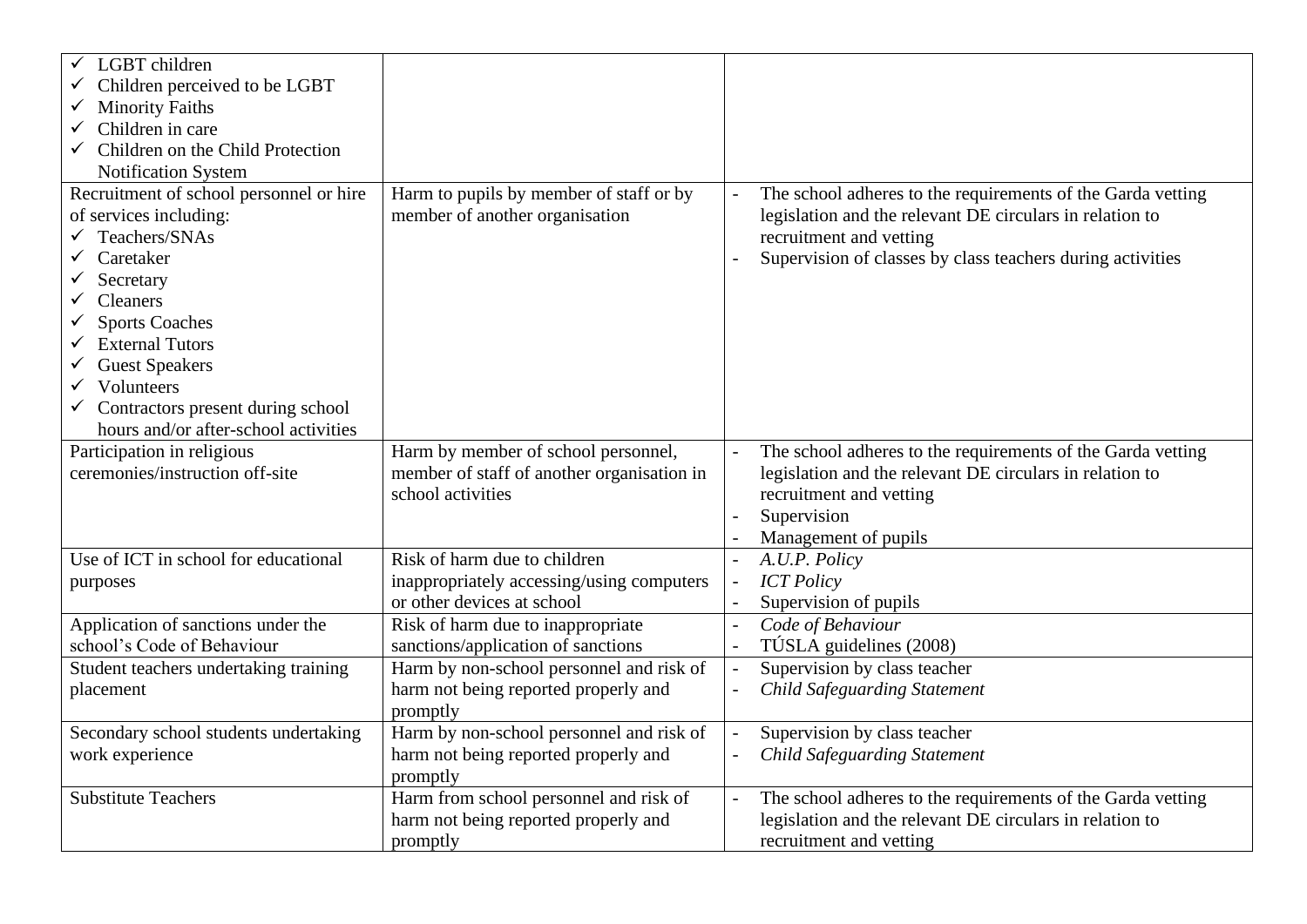| | | |
|---|---|---|
| ✓ LGBT children<br>✓ Children perceived to be LGBT<br>✓ Minority Faiths<br>✓ Children in care<br>✓ Children on the Child Protection Notification System | | |
| Recruitment of school personnel or hire of services including:<br>✓ Teachers/SNAs<br>✓ Caretaker<br>✓ Secretary<br>✓ Cleaners<br>✓ Sports Coaches<br>✓ External Tutors<br>✓ Guest Speakers<br>✓ Volunteers<br>✓ Contractors present during school hours and/or after-school activities | Harm to pupils by member of staff or by member of another organisation | - The school adheres to the requirements of the Garda vetting legislation and the relevant DE circulars in relation to recruitment and vetting<br>- Supervision of classes by class teachers during activities |
| Participation in religious ceremonies/instruction off-site | Harm by member of school personnel, member of staff of another organisation in school activities | - The school adheres to the requirements of the Garda vetting legislation and the relevant DE circulars in relation to recruitment and vetting<br>- Supervision<br>- Management of pupils |
| Use of ICT in school for educational purposes | Risk of harm due to children inappropriately accessing/using computers or other devices at school | - *A.U.P. Policy*<br>- *ICT Policy*<br>- Supervision of pupils |
| Application of sanctions under the school's Code of Behaviour | Risk of harm due to inappropriate sanctions/application of sanctions | - *Code of Behaviour*<br>- TÚSLA guidelines (2008) |
| Student teachers undertaking training placement | Harm by non-school personnel and risk of harm not being reported properly and promptly | - Supervision by class teacher<br>- *Child Safeguarding Statement* |
| Secondary school students undertaking work experience | Harm by non-school personnel and risk of harm not being reported properly and promptly | - Supervision by class teacher<br>- *Child Safeguarding Statement* |
| Substitute Teachers | Harm from school personnel and risk of harm not being reported properly and promptly | - The school adheres to the requirements of the Garda vetting legislation and the relevant DE circulars in relation to recruitment and vetting |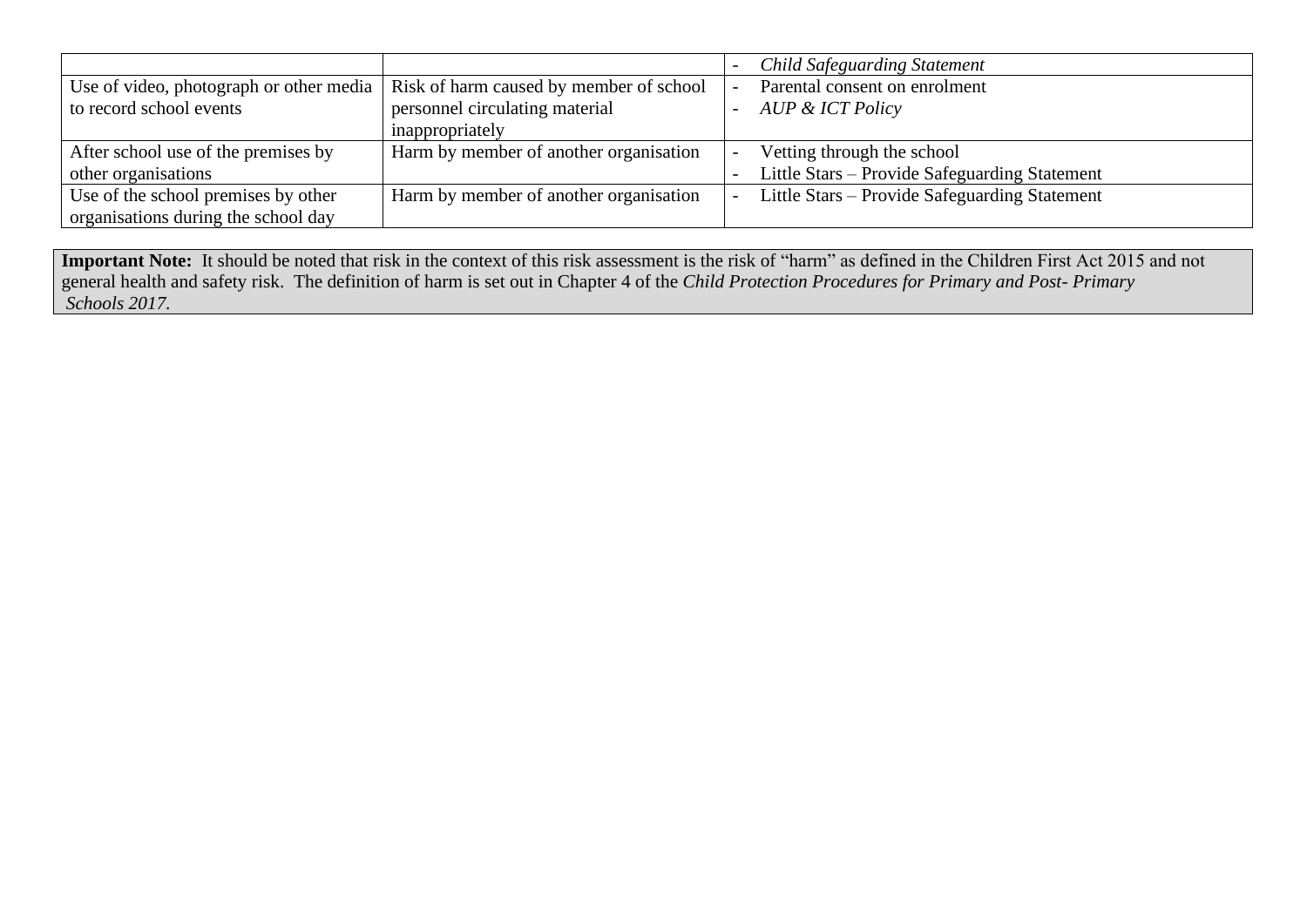| | | |
|---|---|---|
| | | - *Child Safeguarding Statement* |
| Use of video, photograph or other media to record school events | Risk of harm caused by member of school personnel circulating material inappropriately | - Parental consent on enrolment<br>- *AUP & ICT Policy* |
| After school use of the premises by other organisations | Harm by member of another organisation | - Vetting through the school<br>- Little Stars – Provide Safeguarding Statement |
| Use of the school premises by other organisations during the school day | Harm by member of another organisation | - Little Stars – Provide Safeguarding Statement |

**Important Note:** It should be noted that risk in the context of this risk assessment is the risk of "harm" as defined in the Children First Act 2015 and not general health and safety risk. The definition of harm is set out in Chapter 4 of the *Child Protection Procedures for Primary and Post- Primary Schools 2017.*